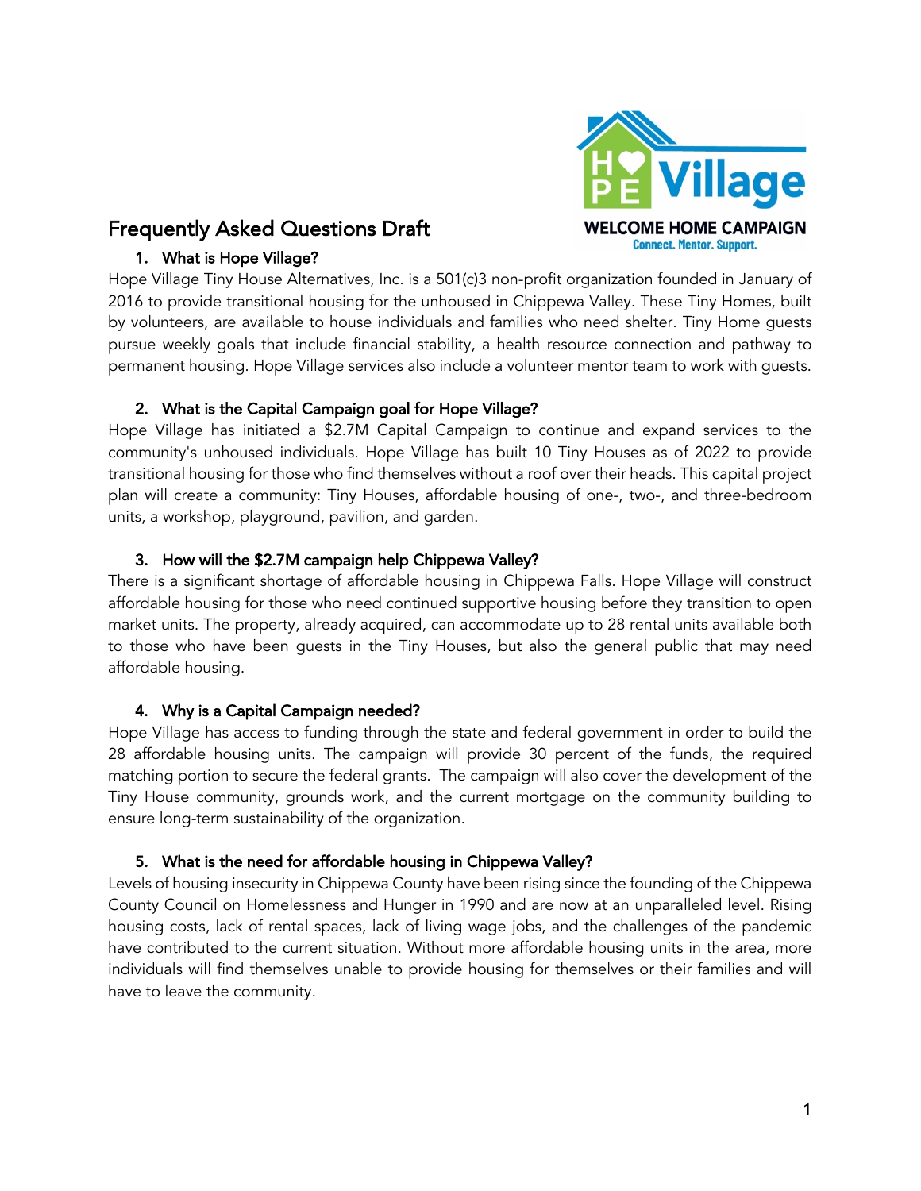# Frequently Asked Questions Draft

HOPE Village
WELCOME HOME CAMPAIGN
Connect. Mentor. Support.

## 1. What is Hope Village?

Hope Village Tiny House Alternatives, Inc. is a 501(c)3 non-profit organization founded in January of 2016 to provide transitional housing for the unhoused in Chippewa Valley. These Tiny Homes, built by volunteers, are available to house individuals and families who need shelter. Tiny Home guests pursue weekly goals that include financial stability, a health resource connection and pathway to permanent housing. Hope Village services also include a volunteer mentor team to work with guests.

## 2. What is the Capital Campaign goal for Hope Village?

Hope Village has initiated a $2.7M Capital Campaign to continue and expand services to the community's unhoused individuals. Hope Village has built 10 Tiny Houses as of 2022 to provide transitional housing for those who find themselves without a roof over their heads. This capital project plan will create a community: Tiny Houses, affordable housing of one-, two-, and three-bedroom units, a workshop, playground, pavilion, and garden.

## 3. How will the $2.7M campaign help Chippewa Valley?

There is a significant shortage of affordable housing in Chippewa Falls. Hope Village will construct affordable housing for those who need continued supportive housing before they transition to open market units. The property, already acquired, can accommodate up to 28 rental units available both to those who have been guests in the Tiny Houses, but also the general public that may need affordable housing.

## 4. Why is a Capital Campaign needed?

Hope Village has access to funding through the state and federal government in order to build the 28 affordable housing units. The campaign will provide 30 percent of the funds, the required matching portion to secure the federal grants. The campaign will also cover the development of the Tiny House community, grounds work, and the current mortgage on the community building to ensure long-term sustainability of the organization.

## 5. What is the need for affordable housing in Chippewa Valley?

Levels of housing insecurity in Chippewa County have been rising since the founding of the Chippewa County Council on Homelessness and Hunger in 1990 and are now at an unparalleled level. Rising housing costs, lack of rental spaces, lack of living wage jobs, and the challenges of the pandemic have contributed to the current situation. Without more affordable housing units in the area, more individuals will find themselves unable to provide housing for themselves or their families and will have to leave the community.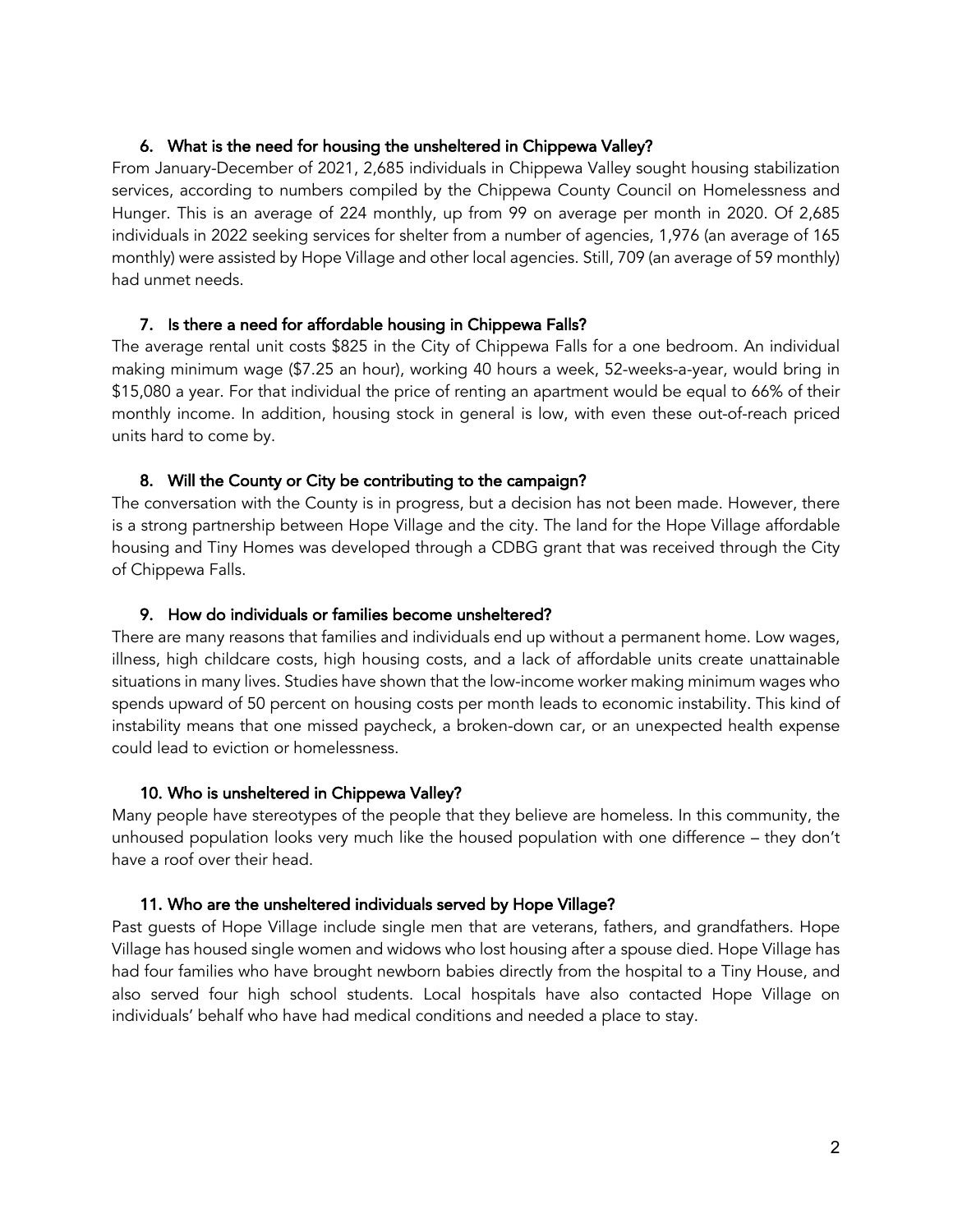### 6. What is the need for housing the unsheltered in Chippewa Valley?

From January-December of 2021, 2,685 individuals in Chippewa Valley sought housing stabilization services, according to numbers compiled by the Chippewa County Council on Homelessness and Hunger. This is an average of 224 monthly, up from 99 on average per month in 2020. Of 2,685 individuals in 2022 seeking services for shelter from a number of agencies, 1,976 (an average of 165 monthly) were assisted by Hope Village and other local agencies. Still, 709 (an average of 59 monthly) had unmet needs.

### 7. Is there a need for affordable housing in Chippewa Falls?

The average rental unit costs $825 in the City of Chippewa Falls for a one bedroom. An individual making minimum wage ($7.25 an hour), working 40 hours a week, 52-weeks-a-year, would bring in $15,080 a year. For that individual the price of renting an apartment would be equal to 66% of their monthly income. In addition, housing stock in general is low, with even these out-of-reach priced units hard to come by.

### 8. Will the County or City be contributing to the campaign?

The conversation with the County is in progress, but a decision has not been made. However, there is a strong partnership between Hope Village and the city. The land for the Hope Village affordable housing and Tiny Homes was developed through a CDBG grant that was received through the City of Chippewa Falls.

### 9. How do individuals or families become unsheltered?

There are many reasons that families and individuals end up without a permanent home. Low wages, illness, high childcare costs, high housing costs, and a lack of affordable units create unattainable situations in many lives. Studies have shown that the low-income worker making minimum wages who spends upward of 50 percent on housing costs per month leads to economic instability. This kind of instability means that one missed paycheck, a broken-down car, or an unexpected health expense could lead to eviction or homelessness.

### 10. Who is unsheltered in Chippewa Valley?

Many people have stereotypes of the people that they believe are homeless. In this community, the unhoused population looks very much like the housed population with one difference – they don't have a roof over their head.

### 11. Who are the unsheltered individuals served by Hope Village?

Past guests of Hope Village include single men that are veterans, fathers, and grandfathers. Hope Village has housed single women and widows who lost housing after a spouse died. Hope Village has had four families who have brought newborn babies directly from the hospital to a Tiny House, and also served four high school students. Local hospitals have also contacted Hope Village on individuals' behalf who have had medical conditions and needed a place to stay.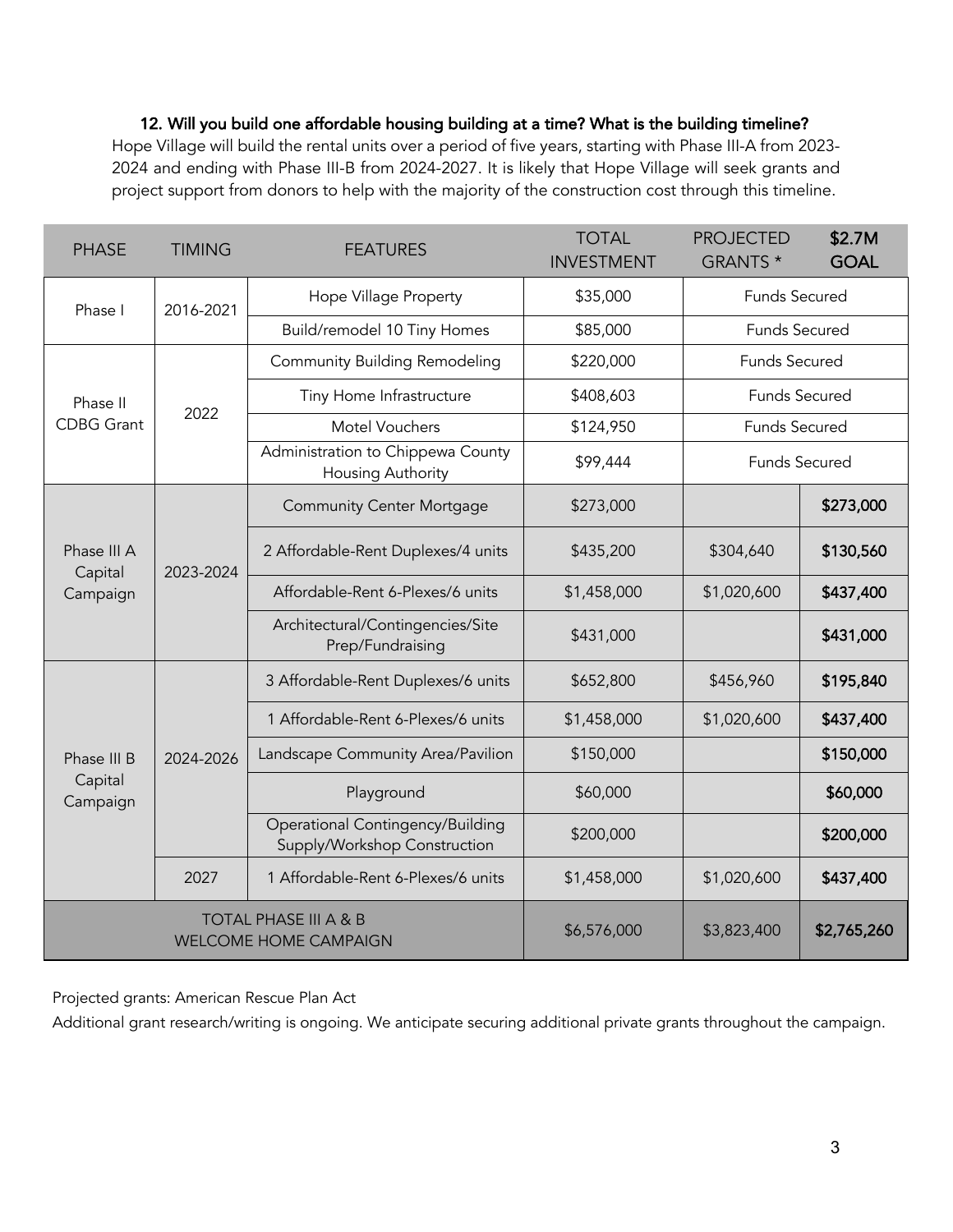### 12. Will you build one affordable housing building at a time? What is the building timeline?

Hope Village will build the rental units over a period of five years, starting with Phase III-A from 2023-2024 and ending with Phase III-B from 2024-2027. It is likely that Hope Village will seek grants and project support from donors to help with the majority of the construction cost through this timeline.

| PHASE | TIMING | FEATURES | TOTAL INVESTMENT | PROJECTED GRANTS * | $2.7M GOAL |
|---|---|---|---|---|---|
| Phase I | 2016-2021 | Hope Village Property | $35,000 | Funds Secured | |
| | | Build/remodel 10 Tiny Homes | $85,000 | Funds Secured | |
| Phase II CDBG Grant | 2022 | Community Building Remodeling | $220,000 | Funds Secured | |
| | | Tiny Home Infrastructure | $408,603 | Funds Secured | |
| | | Motel Vouchers | $124,950 | Funds Secured | |
| | | Administration to Chippewa County Housing Authority | $99,444 | Funds Secured | |
| Phase III A Capital Campaign | 2023-2024 | Community Center Mortgage | $273,000 | | **$273,000** |
| | | 2 Affordable-Rent Duplexes/4 units | $435,200 | $304,640 | **$130,560** |
| | | Affordable-Rent 6-Plexes/6 units | $1,458,000 | $1,020,600 | **$437,400** |
| | | Architectural/Contingencies/Site Prep/Fundraising | $431,000 | | **$431,000** |
| Phase III B Capital Campaign | 2024-2026 | 3 Affordable-Rent Duplexes/6 units | $652,800 | $456,960 | **$195,840** |
| | | 1 Affordable-Rent 6-Plexes/6 units | $1,458,000 | $1,020,600 | **$437,400** |
| | | Landscape Community Area/Pavilion | $150,000 | | **$150,000** |
| | | Playground | $60,000 | | **$60,000** |
| | | Operational Contingency/Building Supply/Workshop Construction | $200,000 | | **$200,000** |
| | 2027 | 1 Affordable-Rent 6-Plexes/6 units | $1,458,000 | $1,020,600 | **$437,400** |
| TOTAL PHASE III A & B WELCOME HOME CAMPAIGN | | | $6,576,000 | $3,823,400 | **$2,765,260** |

Projected grants: American Rescue Plan Act

Additional grant research/writing is ongoing. We anticipate securing additional private grants throughout the campaign.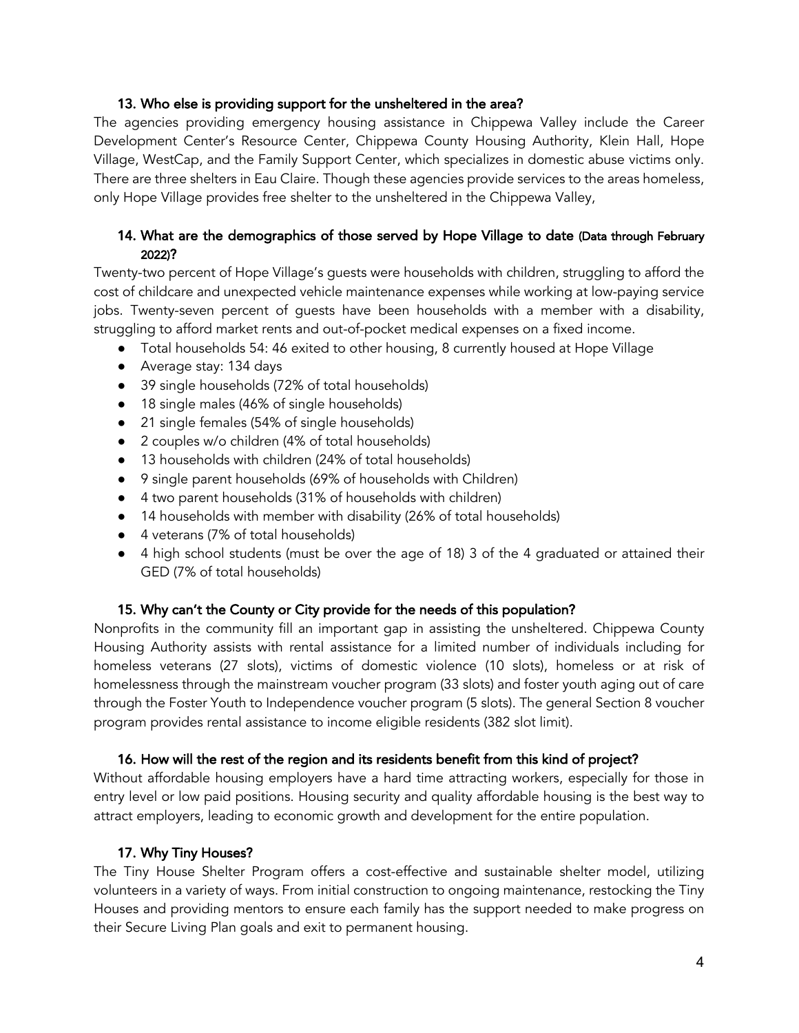### 13. Who else is providing support for the unsheltered in the area?

The agencies providing emergency housing assistance in Chippewa Valley include the Career Development Center's Resource Center, Chippewa County Housing Authority, Klein Hall, Hope Village, WestCap, and the Family Support Center, which specializes in domestic abuse victims only. There are three shelters in Eau Claire. Though these agencies provide services to the areas homeless, only Hope Village provides free shelter to the unsheltered in the Chippewa Valley,

### 14. What are the demographics of those served by Hope Village to date (Data through February 2022)?

Twenty-two percent of Hope Village's guests were households with children, struggling to afford the cost of childcare and unexpected vehicle maintenance expenses while working at low-paying service jobs. Twenty-seven percent of guests have been households with a member with a disability, struggling to afford market rents and out-of-pocket medical expenses on a fixed income.

- Total households 54: 46 exited to other housing, 8 currently housed at Hope Village
- Average stay: 134 days
- 39 single households (72% of total households)
- 18 single males (46% of single households)
- 21 single females (54% of single households)
- 2 couples w/o children (4% of total households)
- 13 households with children (24% of total households)
- 9 single parent households (69% of households with Children)
- 4 two parent households (31% of households with children)
- 14 households with member with disability (26% of total households)
- 4 veterans (7% of total households)
- 4 high school students (must be over the age of 18) 3 of the 4 graduated or attained their GED (7% of total households)

### 15. Why can't the County or City provide for the needs of this population?

Nonprofits in the community fill an important gap in assisting the unsheltered. Chippewa County Housing Authority assists with rental assistance for a limited number of individuals including for homeless veterans (27 slots), victims of domestic violence (10 slots), homeless or at risk of homelessness through the mainstream voucher program (33 slots) and foster youth aging out of care through the Foster Youth to Independence voucher program (5 slots). The general Section 8 voucher program provides rental assistance to income eligible residents (382 slot limit).

### 16. How will the rest of the region and its residents benefit from this kind of project?

Without affordable housing employers have a hard time attracting workers, especially for those in entry level or low paid positions. Housing security and quality affordable housing is the best way to attract employers, leading to economic growth and development for the entire population.

### 17. Why Tiny Houses?

The Tiny House Shelter Program offers a cost-effective and sustainable shelter model, utilizing volunteers in a variety of ways. From initial construction to ongoing maintenance, restocking the Tiny Houses and providing mentors to ensure each family has the support needed to make progress on their Secure Living Plan goals and exit to permanent housing.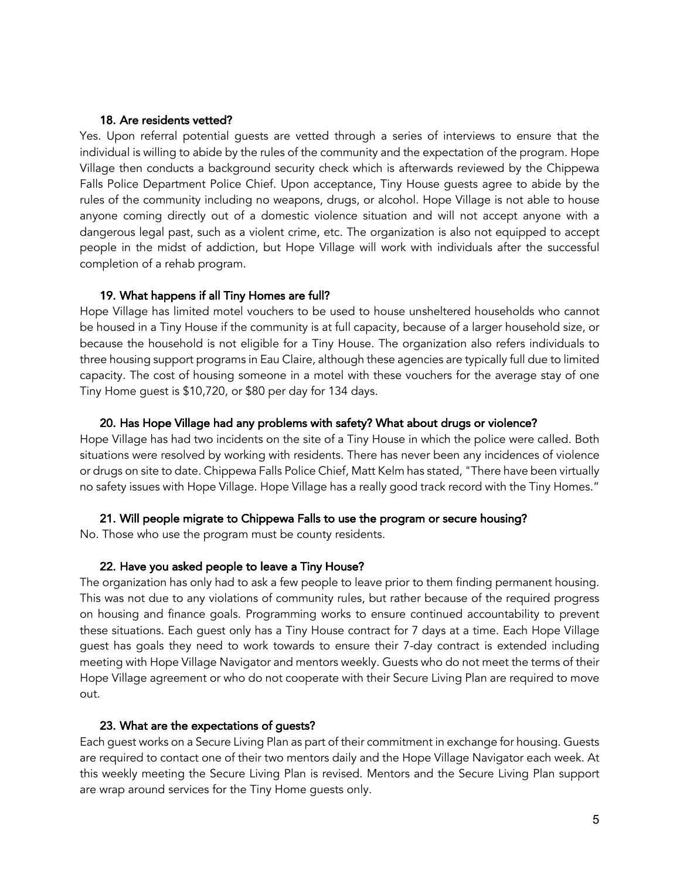### 18. Are residents vetted?

Yes. Upon referral potential guests are vetted through a series of interviews to ensure that the individual is willing to abide by the rules of the community and the expectation of the program. Hope Village then conducts a background security check which is afterwards reviewed by the Chippewa Falls Police Department Police Chief. Upon acceptance, Tiny House guests agree to abide by the rules of the community including no weapons, drugs, or alcohol. Hope Village is not able to house anyone coming directly out of a domestic violence situation and will not accept anyone with a dangerous legal past, such as a violent crime, etc. The organization is also not equipped to accept people in the midst of addiction, but Hope Village will work with individuals after the successful completion of a rehab program.

### 19. What happens if all Tiny Homes are full?

Hope Village has limited motel vouchers to be used to house unsheltered households who cannot be housed in a Tiny House if the community is at full capacity, because of a larger household size, or because the household is not eligible for a Tiny House. The organization also refers individuals to three housing support programs in Eau Claire, although these agencies are typically full due to limited capacity. The cost of housing someone in a motel with these vouchers for the average stay of one Tiny Home guest is $10,720, or $80 per day for 134 days.

### 20. Has Hope Village had any problems with safety? What about drugs or violence?

Hope Village has had two incidents on the site of a Tiny House in which the police were called. Both situations were resolved by working with residents. There has never been any incidences of violence or drugs on site to date. Chippewa Falls Police Chief, Matt Kelm has stated, "There have been virtually no safety issues with Hope Village. Hope Village has a really good track record with the Tiny Homes."

### 21. Will people migrate to Chippewa Falls to use the program or secure housing?

No. Those who use the program must be county residents.

### 22. Have you asked people to leave a Tiny House?

The organization has only had to ask a few people to leave prior to them finding permanent housing. This was not due to any violations of community rules, but rather because of the required progress on housing and finance goals. Programming works to ensure continued accountability to prevent these situations. Each guest only has a Tiny House contract for 7 days at a time. Each Hope Village guest has goals they need to work towards to ensure their 7-day contract is extended including meeting with Hope Village Navigator and mentors weekly. Guests who do not meet the terms of their Hope Village agreement or who do not cooperate with their Secure Living Plan are required to move out.

### 23. What are the expectations of guests?

Each guest works on a Secure Living Plan as part of their commitment in exchange for housing. Guests are required to contact one of their two mentors daily and the Hope Village Navigator each week. At this weekly meeting the Secure Living Plan is revised. Mentors and the Secure Living Plan support are wrap around services for the Tiny Home guests only.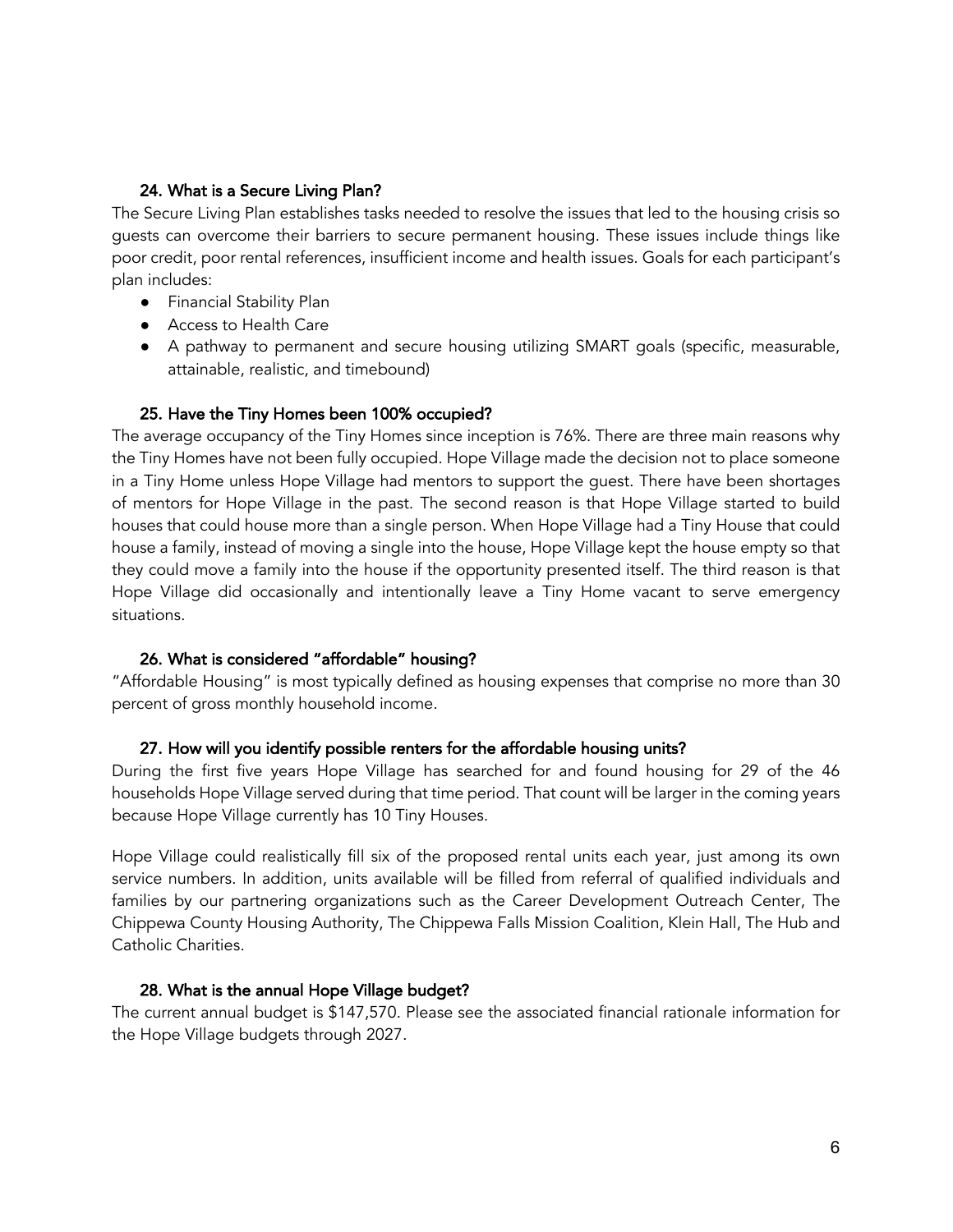### 24. What is a Secure Living Plan?

The Secure Living Plan establishes tasks needed to resolve the issues that led to the housing crisis so guests can overcome their barriers to secure permanent housing. These issues include things like poor credit, poor rental references, insufficient income and health issues. Goals for each participant's plan includes:

- Financial Stability Plan
- Access to Health Care
- A pathway to permanent and secure housing utilizing SMART goals (specific, measurable, attainable, realistic, and timebound)

### 25. Have the Tiny Homes been 100% occupied?

The average occupancy of the Tiny Homes since inception is 76%. There are three main reasons why the Tiny Homes have not been fully occupied. Hope Village made the decision not to place someone in a Tiny Home unless Hope Village had mentors to support the guest. There have been shortages of mentors for Hope Village in the past. The second reason is that Hope Village started to build houses that could house more than a single person. When Hope Village had a Tiny House that could house a family, instead of moving a single into the house, Hope Village kept the house empty so that they could move a family into the house if the opportunity presented itself. The third reason is that Hope Village did occasionally and intentionally leave a Tiny Home vacant to serve emergency situations.

### 26. What is considered "affordable" housing?

"Affordable Housing" is most typically defined as housing expenses that comprise no more than 30 percent of gross monthly household income.

### 27. How will you identify possible renters for the affordable housing units?

During the first five years Hope Village has searched for and found housing for 29 of the 46 households Hope Village served during that time period. That count will be larger in the coming years because Hope Village currently has 10 Tiny Houses.

Hope Village could realistically fill six of the proposed rental units each year, just among its own service numbers. In addition, units available will be filled from referral of qualified individuals and families by our partnering organizations such as the Career Development Outreach Center, The Chippewa County Housing Authority, The Chippewa Falls Mission Coalition, Klein Hall, The Hub and Catholic Charities.

### 28. What is the annual Hope Village budget?

The current annual budget is $147,570. Please see the associated financial rationale information for the Hope Village budgets through 2027.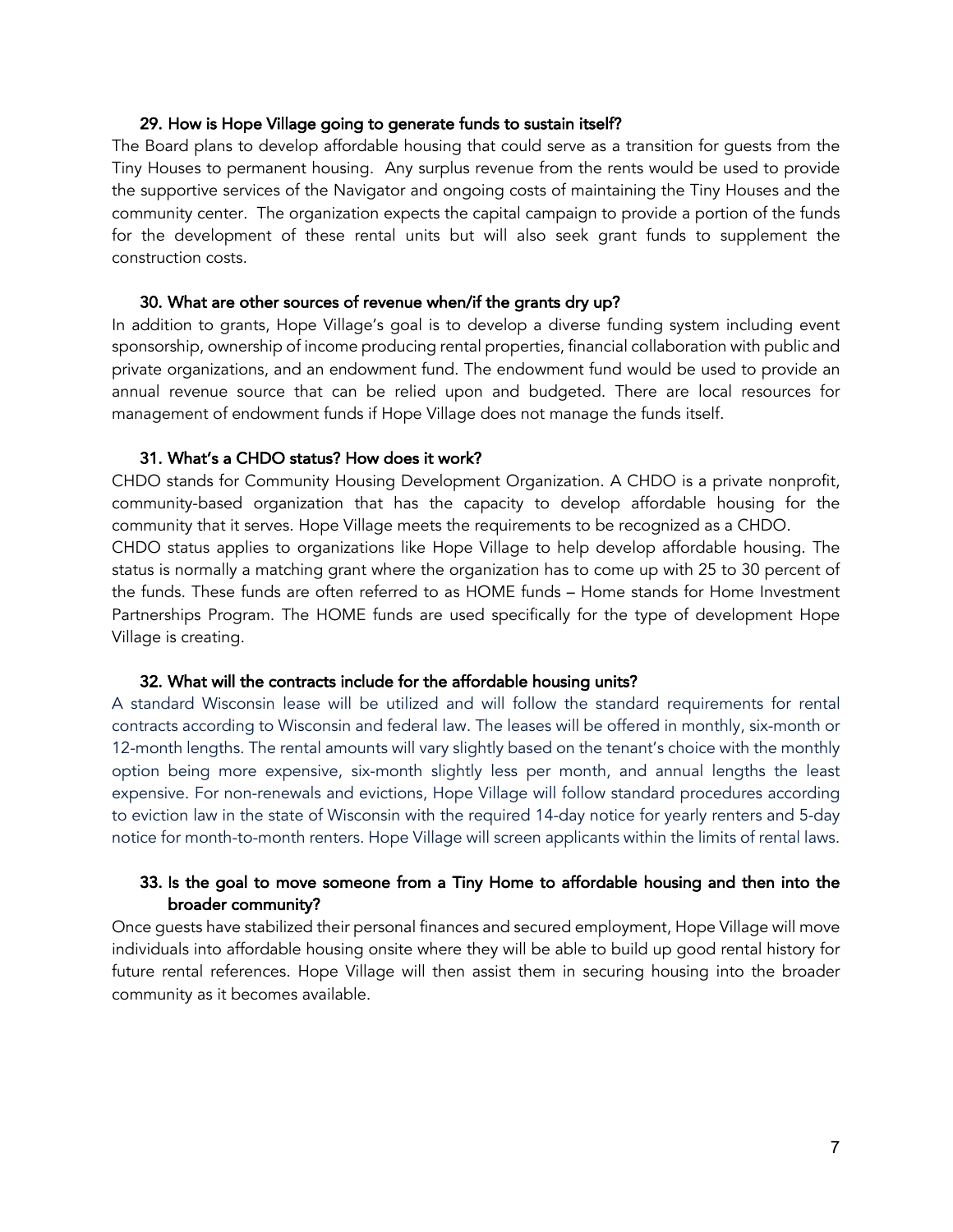### 29. How is Hope Village going to generate funds to sustain itself?

The Board plans to develop affordable housing that could serve as a transition for guests from the Tiny Houses to permanent housing. Any surplus revenue from the rents would be used to provide the supportive services of the Navigator and ongoing costs of maintaining the Tiny Houses and the community center. The organization expects the capital campaign to provide a portion of the funds for the development of these rental units but will also seek grant funds to supplement the construction costs.

### 30. What are other sources of revenue when/if the grants dry up?

In addition to grants, Hope Village's goal is to develop a diverse funding system including event sponsorship, ownership of income producing rental properties, financial collaboration with public and private organizations, and an endowment fund. The endowment fund would be used to provide an annual revenue source that can be relied upon and budgeted. There are local resources for management of endowment funds if Hope Village does not manage the funds itself.

### 31. What's a CHDO status? How does it work?

CHDO stands for Community Housing Development Organization. A CHDO is a private nonprofit, community-based organization that has the capacity to develop affordable housing for the community that it serves. Hope Village meets the requirements to be recognized as a CHDO.

CHDO status applies to organizations like Hope Village to help develop affordable housing. The status is normally a matching grant where the organization has to come up with 25 to 30 percent of the funds. These funds are often referred to as HOME funds – Home stands for Home Investment Partnerships Program. The HOME funds are used specifically for the type of development Hope Village is creating.

### 32. What will the contracts include for the affordable housing units?

A standard Wisconsin lease will be utilized and will follow the standard requirements for rental contracts according to Wisconsin and federal law. The leases will be offered in monthly, six-month or 12-month lengths. The rental amounts will vary slightly based on the tenant's choice with the monthly option being more expensive, six-month slightly less per month, and annual lengths the least expensive. For non-renewals and evictions, Hope Village will follow standard procedures according to eviction law in the state of Wisconsin with the required 14-day notice for yearly renters and 5-day notice for month-to-month renters. Hope Village will screen applicants within the limits of rental laws.

### 33. Is the goal to move someone from a Tiny Home to affordable housing and then into the broader community?

Once guests have stabilized their personal finances and secured employment, Hope Village will move individuals into affordable housing onsite where they will be able to build up good rental history for future rental references. Hope Village will then assist them in securing housing into the broader community as it becomes available.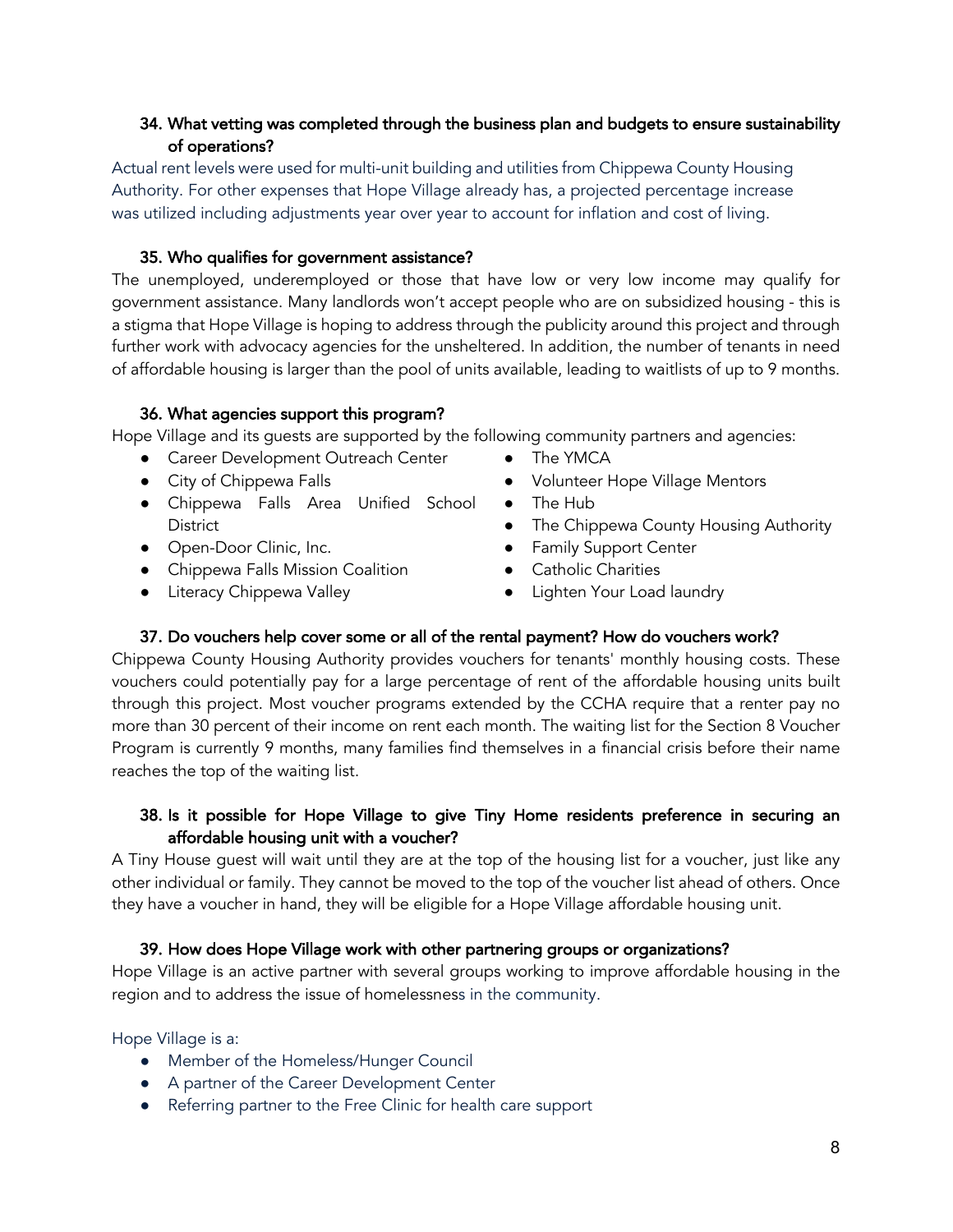### 34. What vetting was completed through the business plan and budgets to ensure sustainability of operations?

Actual rent levels were used for multi-unit building and utilities from Chippewa County Housing Authority. For other expenses that Hope Village already has, a projected percentage increase was utilized including adjustments year over year to account for inflation and cost of living.

### 35. Who qualifies for government assistance?

The unemployed, underemployed or those that have low or very low income may qualify for government assistance. Many landlords won't accept people who are on subsidized housing - this is a stigma that Hope Village is hoping to address through the publicity around this project and through further work with advocacy agencies for the unsheltered. In addition, the number of tenants in need of affordable housing is larger than the pool of units available, leading to waitlists of up to 9 months.

### 36. What agencies support this program?

Hope Village and its guests are supported by the following community partners and agencies:

- Career Development Outreach Center
- City of Chippewa Falls
- Chippewa Falls Area Unified School District
- Open-Door Clinic, Inc.
- Chippewa Falls Mission Coalition
- Literacy Chippewa Valley
- The YMCA
- Volunteer Hope Village Mentors
- The Hub
- The Chippewa County Housing Authority
- Family Support Center
- Catholic Charities
- Lighten Your Load laundry

### 37. Do vouchers help cover some or all of the rental payment? How do vouchers work?

Chippewa County Housing Authority provides vouchers for tenants' monthly housing costs. These vouchers could potentially pay for a large percentage of rent of the affordable housing units built through this project. Most voucher programs extended by the CCHA require that a renter pay no more than 30 percent of their income on rent each month. The waiting list for the Section 8 Voucher Program is currently 9 months, many families find themselves in a financial crisis before their name reaches the top of the waiting list.

### 38. Is it possible for Hope Village to give Tiny Home residents preference in securing an affordable housing unit with a voucher?

A Tiny House guest will wait until they are at the top of the housing list for a voucher, just like any other individual or family. They cannot be moved to the top of the voucher list ahead of others. Once they have a voucher in hand, they will be eligible for a Hope Village affordable housing unit.

### 39. How does Hope Village work with other partnering groups or organizations?

Hope Village is an active partner with several groups working to improve affordable housing in the region and to address the issue of homelessness in the community.

Hope Village is a:

- Member of the Homeless/Hunger Council
- A partner of the Career Development Center
- Referring partner to the Free Clinic for health care support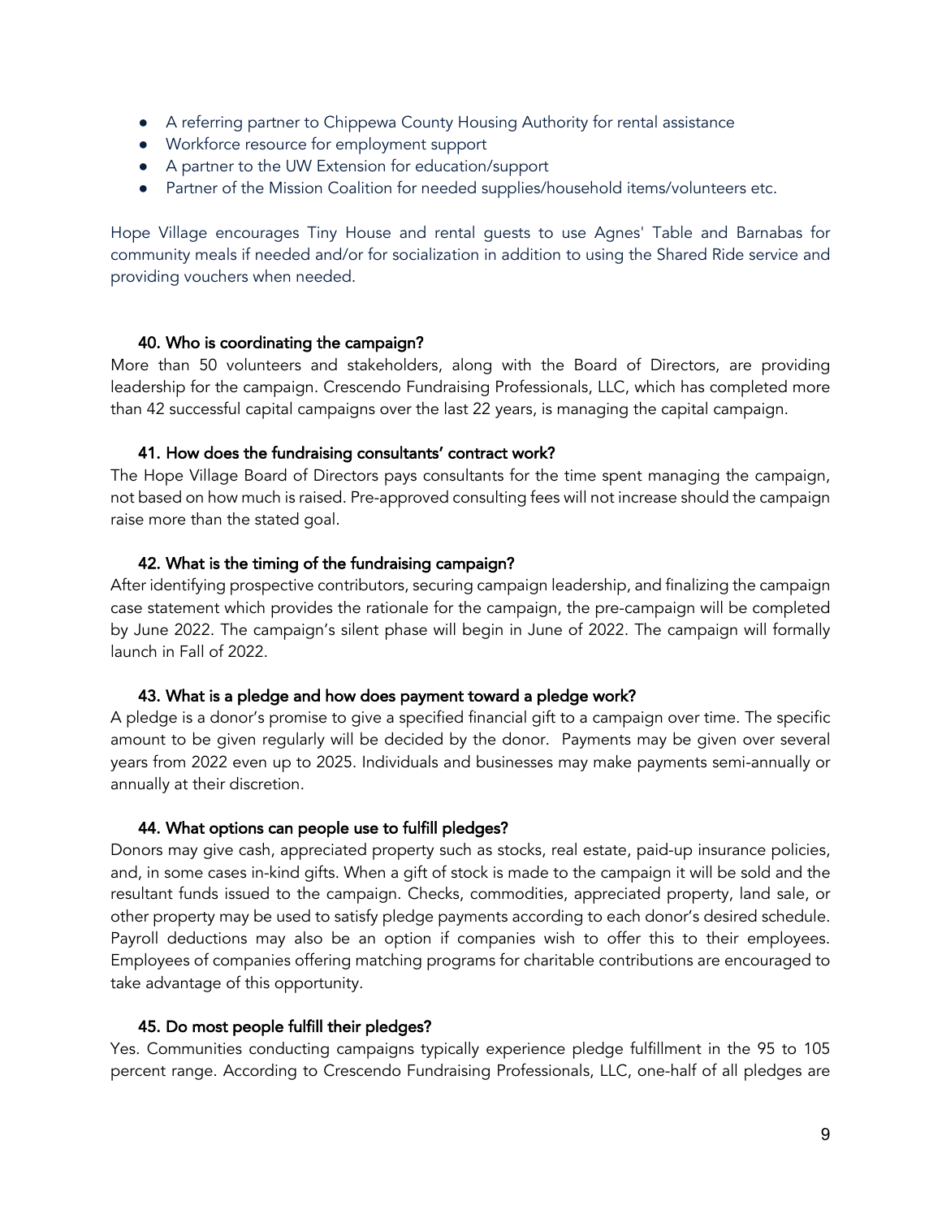- A referring partner to Chippewa County Housing Authority for rental assistance
- Workforce resource for employment support
- A partner to the UW Extension for education/support
- Partner of the Mission Coalition for needed supplies/household items/volunteers etc.

Hope Village encourages Tiny House and rental guests to use Agnes' Table and Barnabas for community meals if needed and/or for socialization in addition to using the Shared Ride service and providing vouchers when needed.

### 40. Who is coordinating the campaign?

More than 50 volunteers and stakeholders, along with the Board of Directors, are providing leadership for the campaign. Crescendo Fundraising Professionals, LLC, which has completed more than 42 successful capital campaigns over the last 22 years, is managing the capital campaign.

### 41. How does the fundraising consultants' contract work?

The Hope Village Board of Directors pays consultants for the time spent managing the campaign, not based on how much is raised. Pre-approved consulting fees will not increase should the campaign raise more than the stated goal.

### 42. What is the timing of the fundraising campaign?

After identifying prospective contributors, securing campaign leadership, and finalizing the campaign case statement which provides the rationale for the campaign, the pre-campaign will be completed by June 2022. The campaign's silent phase will begin in June of 2022. The campaign will formally launch in Fall of 2022.

### 43. What is a pledge and how does payment toward a pledge work?

A pledge is a donor's promise to give a specified financial gift to a campaign over time. The specific amount to be given regularly will be decided by the donor. Payments may be given over several years from 2022 even up to 2025. Individuals and businesses may make payments semi-annually or annually at their discretion.

### 44. What options can people use to fulfill pledges?

Donors may give cash, appreciated property such as stocks, real estate, paid-up insurance policies, and, in some cases in-kind gifts. When a gift of stock is made to the campaign it will be sold and the resultant funds issued to the campaign. Checks, commodities, appreciated property, land sale, or other property may be used to satisfy pledge payments according to each donor's desired schedule. Payroll deductions may also be an option if companies wish to offer this to their employees. Employees of companies offering matching programs for charitable contributions are encouraged to take advantage of this opportunity.

### 45. Do most people fulfill their pledges?

Yes. Communities conducting campaigns typically experience pledge fulfillment in the 95 to 105 percent range. According to Crescendo Fundraising Professionals, LLC, one-half of all pledges are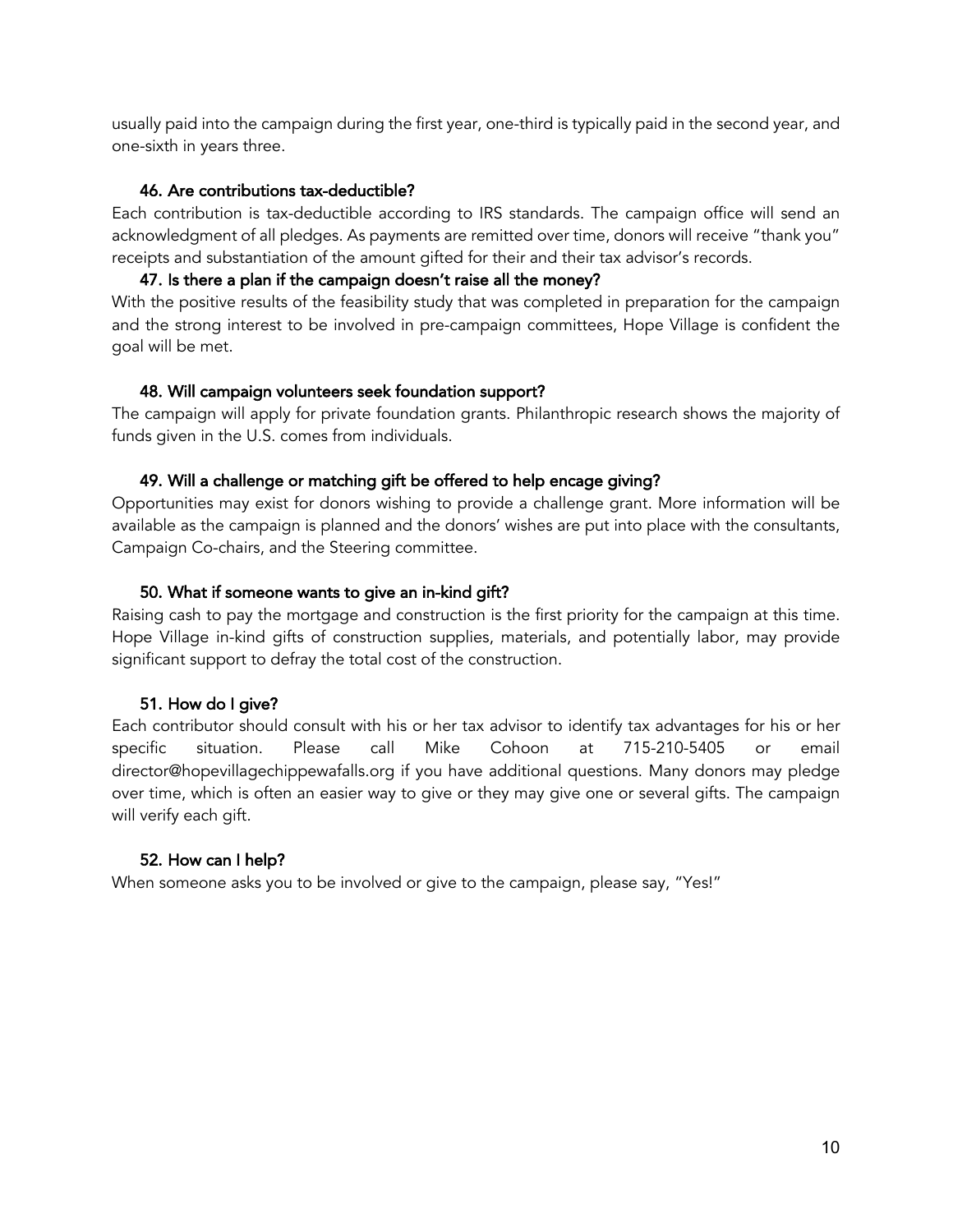usually paid into the campaign during the first year, one-third is typically paid in the second year, and one-sixth in years three.

### 46. Are contributions tax-deductible?

Each contribution is tax-deductible according to IRS standards. The campaign office will send an acknowledgment of all pledges. As payments are remitted over time, donors will receive "thank you" receipts and substantiation of the amount gifted for their and their tax advisor's records.

### 47. Is there a plan if the campaign doesn't raise all the money?

With the positive results of the feasibility study that was completed in preparation for the campaign and the strong interest to be involved in pre-campaign committees, Hope Village is confident the goal will be met.

### 48. Will campaign volunteers seek foundation support?

The campaign will apply for private foundation grants. Philanthropic research shows the majority of funds given in the U.S. comes from individuals.

### 49. Will a challenge or matching gift be offered to help encage giving?

Opportunities may exist for donors wishing to provide a challenge grant. More information will be available as the campaign is planned and the donors' wishes are put into place with the consultants, Campaign Co-chairs, and the Steering committee.

### 50. What if someone wants to give an in-kind gift?

Raising cash to pay the mortgage and construction is the first priority for the campaign at this time. Hope Village in-kind gifts of construction supplies, materials, and potentially labor, may provide significant support to defray the total cost of the construction.

### 51. How do I give?

Each contributor should consult with his or her tax advisor to identify tax advantages for his or her specific situation. Please call Mike Cohoon at 715-210-5405 or email director@hopevillagechippewafalls.org if you have additional questions. Many donors may pledge over time, which is often an easier way to give or they may give one or several gifts. The campaign will verify each gift.

### 52. How can I help?

When someone asks you to be involved or give to the campaign, please say, "Yes!"